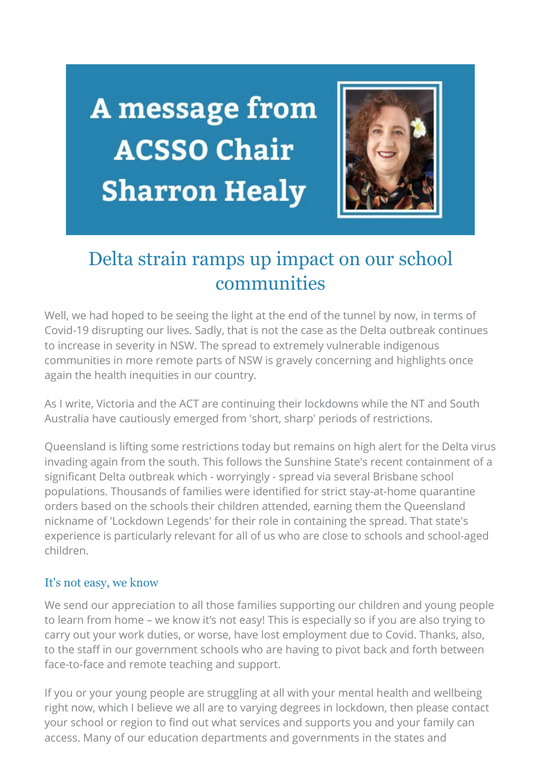# A message from ACSSO Chair Sharron Healy

## Delta strain ramps up impact on our school communities

Well, we had hoped to be seeing the light at the end of the tunnel by now, in terms of Covid-19 disrupting our lives. Sadly, that is not the case as the Delta outbreak continues to increase in severity in NSW. The spread to extremely vulnerable indigenous communities in more remote parts of NSW is gravely concerning and highlights once again the health inequities in our country.

As I write, Victoria and the ACT are continuing their lockdowns while the NT and South Australia have cautiously emerged from 'short, sharp' periods of restrictions.

Queensland is lifting some restrictions today but remains on high alert for the Delta virus invading again from the south. This follows the Sunshine State's recent containment of a significant Delta outbreak which - worryingly - spread via several Brisbane school populations. Thousands of families were identified for strict stay-at-home quarantine orders based on the schools their children attended, earning them the Queensland nickname of 'Lockdown Legends' for their role in containing the spread. That state's experience is particularly relevant for all of us who are close to schools and school-aged children.

### It's not easy, we know

We send our appreciation to all those families supporting our children and young people to learn from home – we know it's not easy! This is especially so if you are also trying to carry out your work duties, or worse, have lost employment due to Covid. Thanks, also, to the staff in our government schools who are having to pivot back and forth between face-to-face and remote teaching and support.

If you or your young people are struggling at all with your mental health and wellbeing right now, which I believe we all are to varying degrees in lockdown, then please contact your school or region to find out what services and supports you and your family can access. Many of our education departments and governments in the states and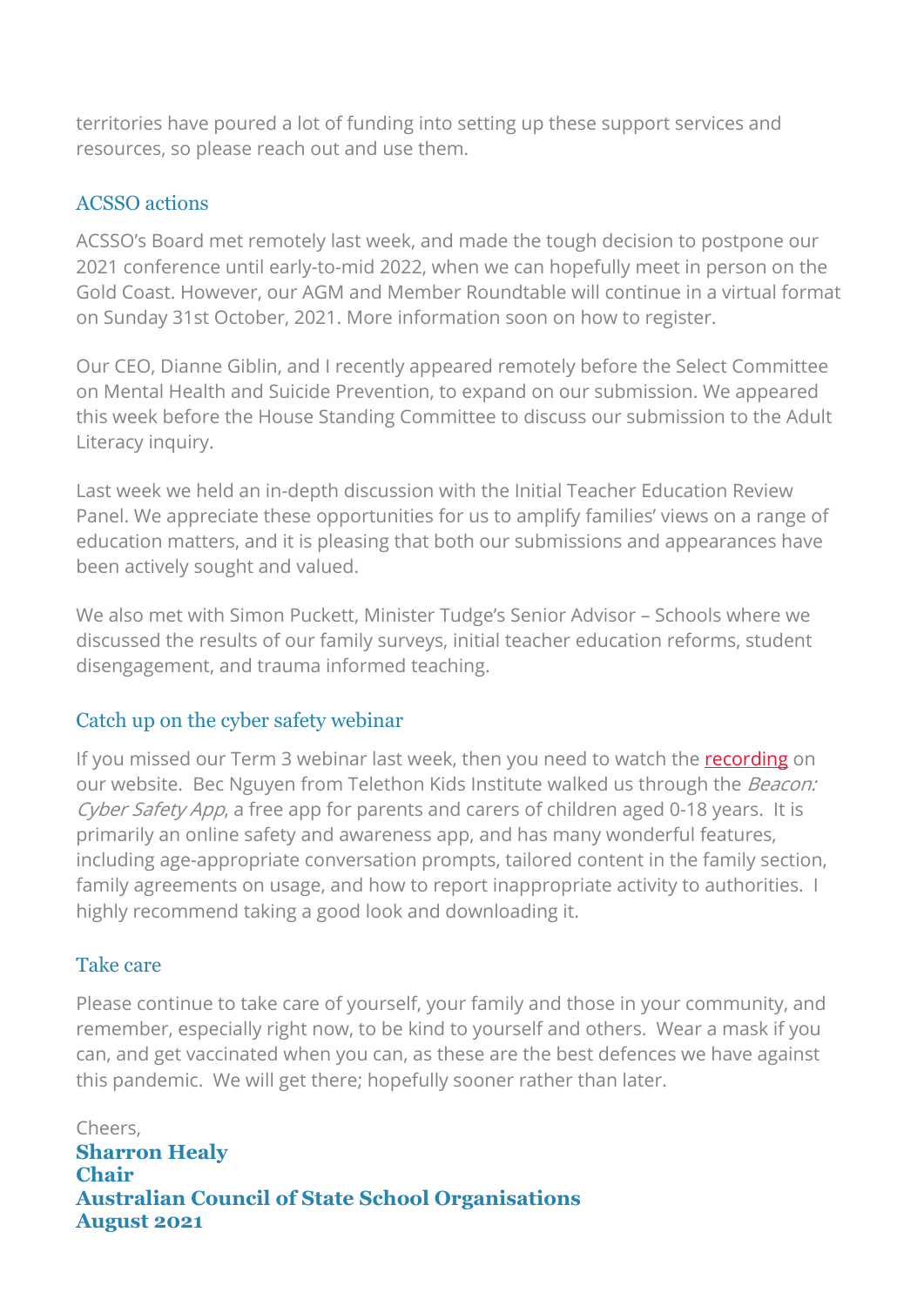territories have poured a lot of funding into setting up these support services and resources, so please reach out and use them.

## ACSSO actions

ACSSO's Board met remotely last week, and made the tough decision to postpone our 2021 conference until early-to-mid 2022, when we can hopefully meet in person on the Gold Coast. However, our AGM and Member Roundtable will continue in a virtual format on Sunday 31st October, 2021. More information soon on how to register.

Our CEO, Dianne Giblin, and I recently appeared remotely before the Select Committee on Mental Health and Suicide Prevention, to expand on our submission. We appeared this week before the House Standing Committee to discuss our submission to the Adult Literacy inquiry.

Last week we held an in-depth discussion with the Initial Teacher Education Review Panel. We appreciate these opportunities for us to amplify families' views on a range of education matters, and it is pleasing that both our submissions and appearances have been actively sought and valued.

We also met with Simon Puckett, Minister Tudge's Senior Advisor – Schools where we discussed the results of our family surveys, initial teacher education reforms, student disengagement, and trauma informed teaching.

## Catch up on the cyber safety webinar

If you missed our Term 3 webinar last week, then you need to watch the recording on our website. Bec Nguyen from Telethon Kids Institute walked us through the *Beacon: Cyber Safety App*, a free app for parents and carers of children aged 0-18 years. It is primarily an online safety and awareness app, and has many wonderful features, including age-appropriate conversation prompts, tailored content in the family section, family agreements on usage, and how to report inappropriate activity to authorities. I highly recommend taking a good look and downloading it.

## Take care

Please continue to take care of yourself, your family and those in your community, and remember, especially right now, to be kind to yourself and others. Wear a mask if you can, and get vaccinated when you can, as these are the best defences we have against this pandemic. We will get there; hopefully sooner rather than later.

Cheers,
**Sharron Healy**
**Chair**
**Australian Council of State School Organisations**
**August 2021**